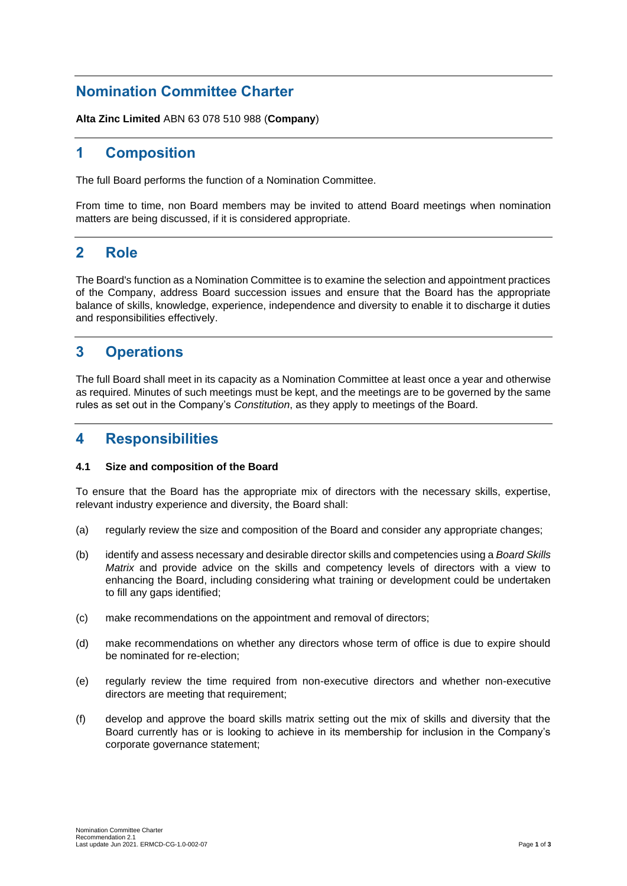# Nomination Committee Charter

**Alta Zinc Limited** ABN 63 078 510 988 (**Company**)

## 1 Composition

The full Board performs the function of a Nomination Committee.

From time to time, non Board members may be invited to attend Board meetings when nomination matters are being discussed, if it is considered appropriate.

## 2 Role

The Board's function as a Nomination Committee is to examine the selection and appointment practices of the Company, address Board succession issues and ensure that the Board has the appropriate balance of skills, knowledge, experience, independence and diversity to enable it to discharge it duties and responsibilities effectively.

## 3 Operations

The full Board shall meet in its capacity as a Nomination Committee at least once a year and otherwise as required. Minutes of such meetings must be kept, and the meetings are to be governed by the same rules as set out in the Company's *Constitution*, as they apply to meetings of the Board.

## 4 Responsibilities

### 4.1 Size and composition of the Board

To ensure that the Board has the appropriate mix of directors with the necessary skills, expertise, relevant industry experience and diversity, the Board shall:

(a) regularly review the size and composition of the Board and consider any appropriate changes;

(b) identify and assess necessary and desirable director skills and competencies using a *Board Skills Matrix* and provide advice on the skills and competency levels of directors with a view to enhancing the Board, including considering what training or development could be undertaken to fill any gaps identified;

(c) make recommendations on the appointment and removal of directors;

(d) make recommendations on whether any directors whose term of office is due to expire should be nominated for re-election;

(e) regularly review the time required from non-executive directors and whether non-executive directors are meeting that requirement;

(f) develop and approve the board skills matrix setting out the mix of skills and diversity that the Board currently has or is looking to achieve in its membership for inclusion in the Company's corporate governance statement;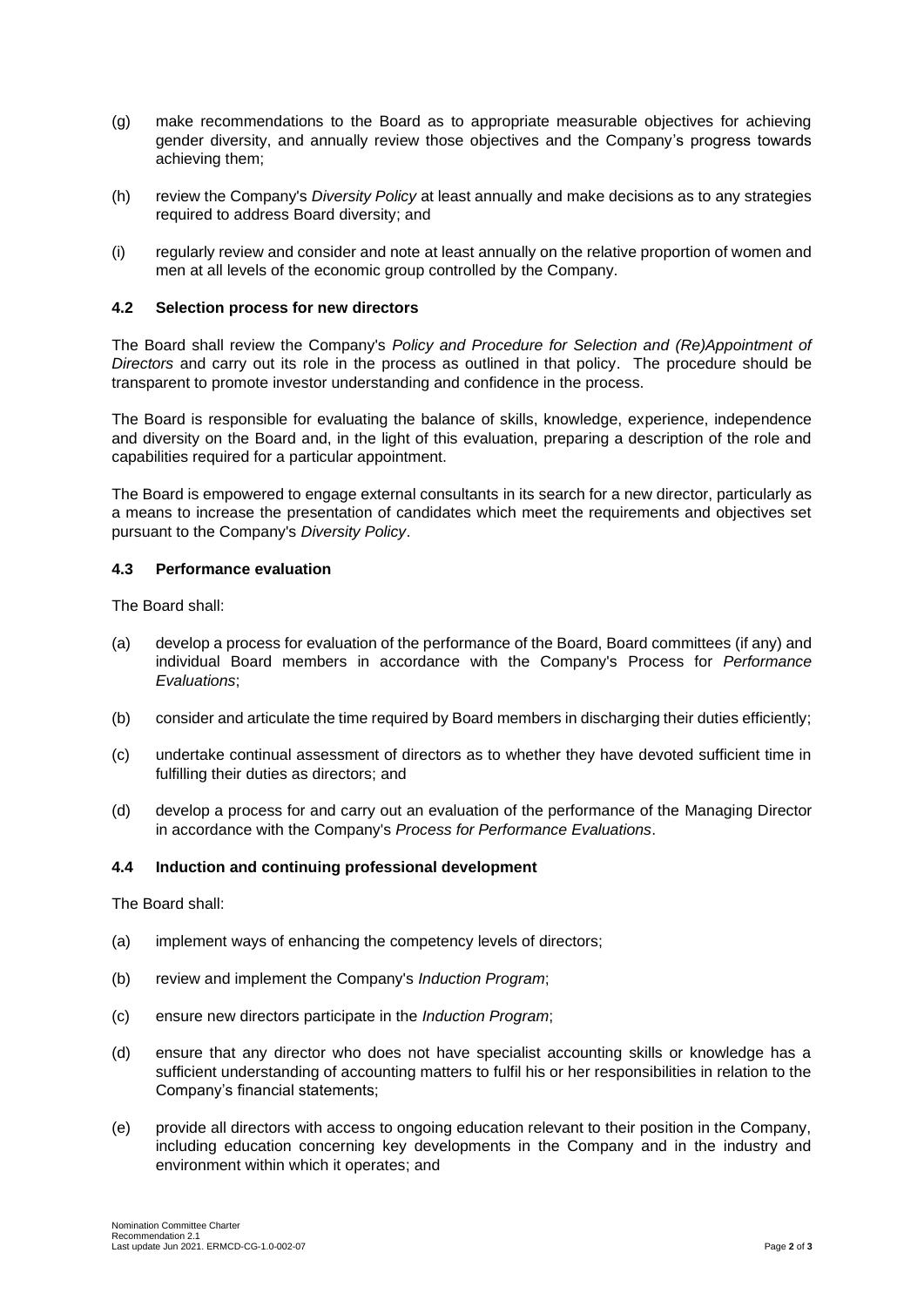(g) make recommendations to the Board as to appropriate measurable objectives for achieving gender diversity, and annually review those objectives and the Company's progress towards achieving them;

(h) review the Company's *Diversity Policy* at least annually and make decisions as to any strategies required to address Board diversity; and

(i) regularly review and consider and note at least annually on the relative proportion of women and men at all levels of the economic group controlled by the Company.

### 4.2 Selection process for new directors

The Board shall review the Company's *Policy and Procedure for Selection and (Re)Appointment of Directors* and carry out its role in the process as outlined in that policy. The procedure should be transparent to promote investor understanding and confidence in the process.

The Board is responsible for evaluating the balance of skills, knowledge, experience, independence and diversity on the Board and, in the light of this evaluation, preparing a description of the role and capabilities required for a particular appointment.

The Board is empowered to engage external consultants in its search for a new director, particularly as a means to increase the presentation of candidates which meet the requirements and objectives set pursuant to the Company's *Diversity Policy*.

### 4.3 Performance evaluation

The Board shall:

(a) develop a process for evaluation of the performance of the Board, Board committees (if any) and individual Board members in accordance with the Company's Process for *Performance Evaluations*;

(b) consider and articulate the time required by Board members in discharging their duties efficiently;

(c) undertake continual assessment of directors as to whether they have devoted sufficient time in fulfilling their duties as directors; and

(d) develop a process for and carry out an evaluation of the performance of the Managing Director in accordance with the Company's *Process for Performance Evaluations*.

### 4.4 Induction and continuing professional development

The Board shall:

(a) implement ways of enhancing the competency levels of directors;

(b) review and implement the Company's *Induction Program*;

(c) ensure new directors participate in the *Induction Program*;

(d) ensure that any director who does not have specialist accounting skills or knowledge has a sufficient understanding of accounting matters to fulfil his or her responsibilities in relation to the Company's financial statements;

(e) provide all directors with access to ongoing education relevant to their position in the Company, including education concerning key developments in the Company and in the industry and environment within which it operates; and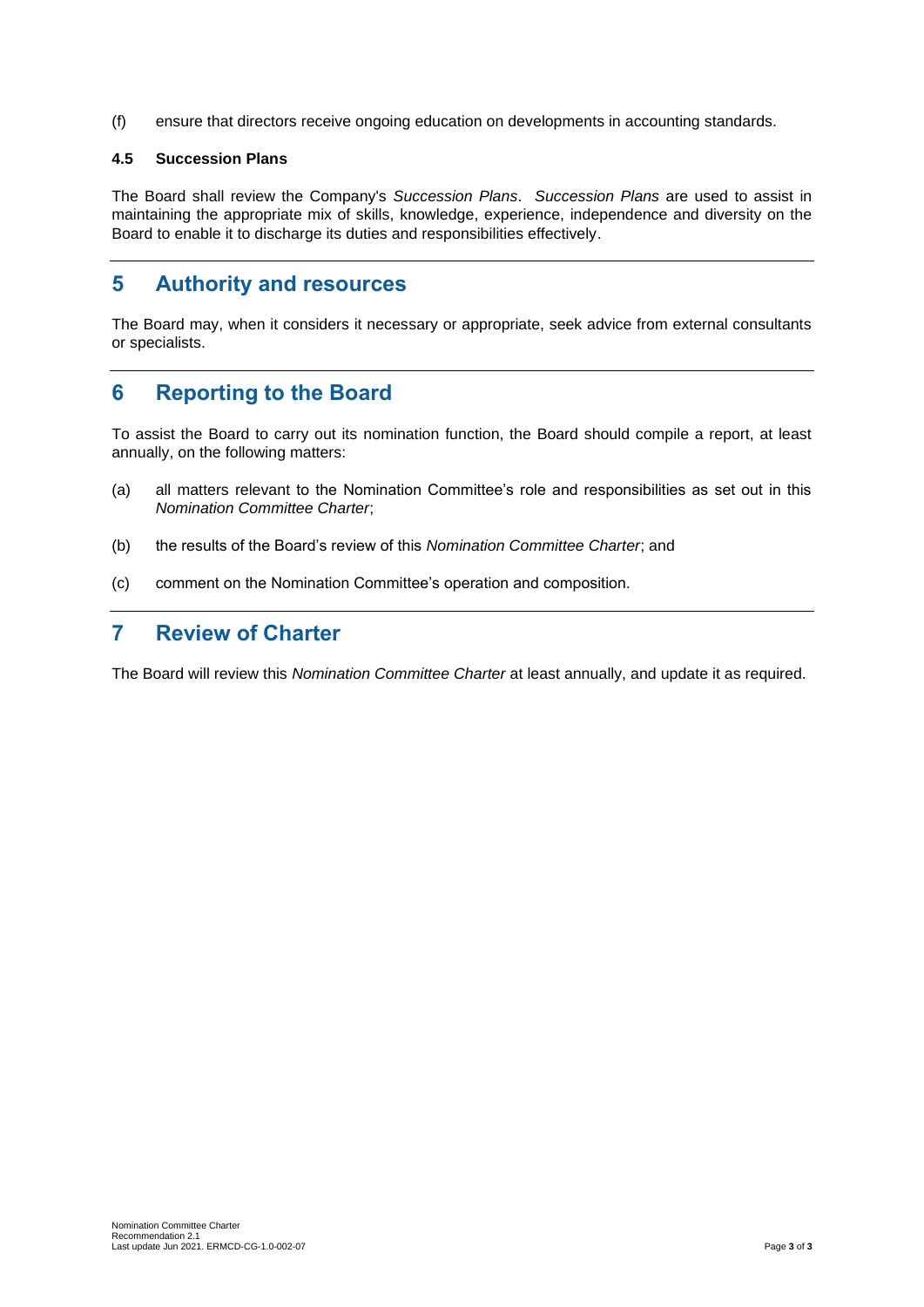(f) ensure that directors receive ongoing education on developments in accounting standards.

### 4.5 Succession Plans

The Board shall review the Company's *Succession Plans*. *Succession Plans* are used to assist in maintaining the appropriate mix of skills, knowledge, experience, independence and diversity on the Board to enable it to discharge its duties and responsibilities effectively.

## 5 Authority and resources

The Board may, when it considers it necessary or appropriate, seek advice from external consultants or specialists.

## 6 Reporting to the Board

To assist the Board to carry out its nomination function, the Board should compile a report, at least annually, on the following matters:

(a) all matters relevant to the Nomination Committee's role and responsibilities as set out in this *Nomination Committee Charter*;

(b) the results of the Board's review of this *Nomination Committee Charter*; and

(c) comment on the Nomination Committee's operation and composition.

## 7 Review of Charter

The Board will review this *Nomination Committee Charter* at least annually, and update it as required.